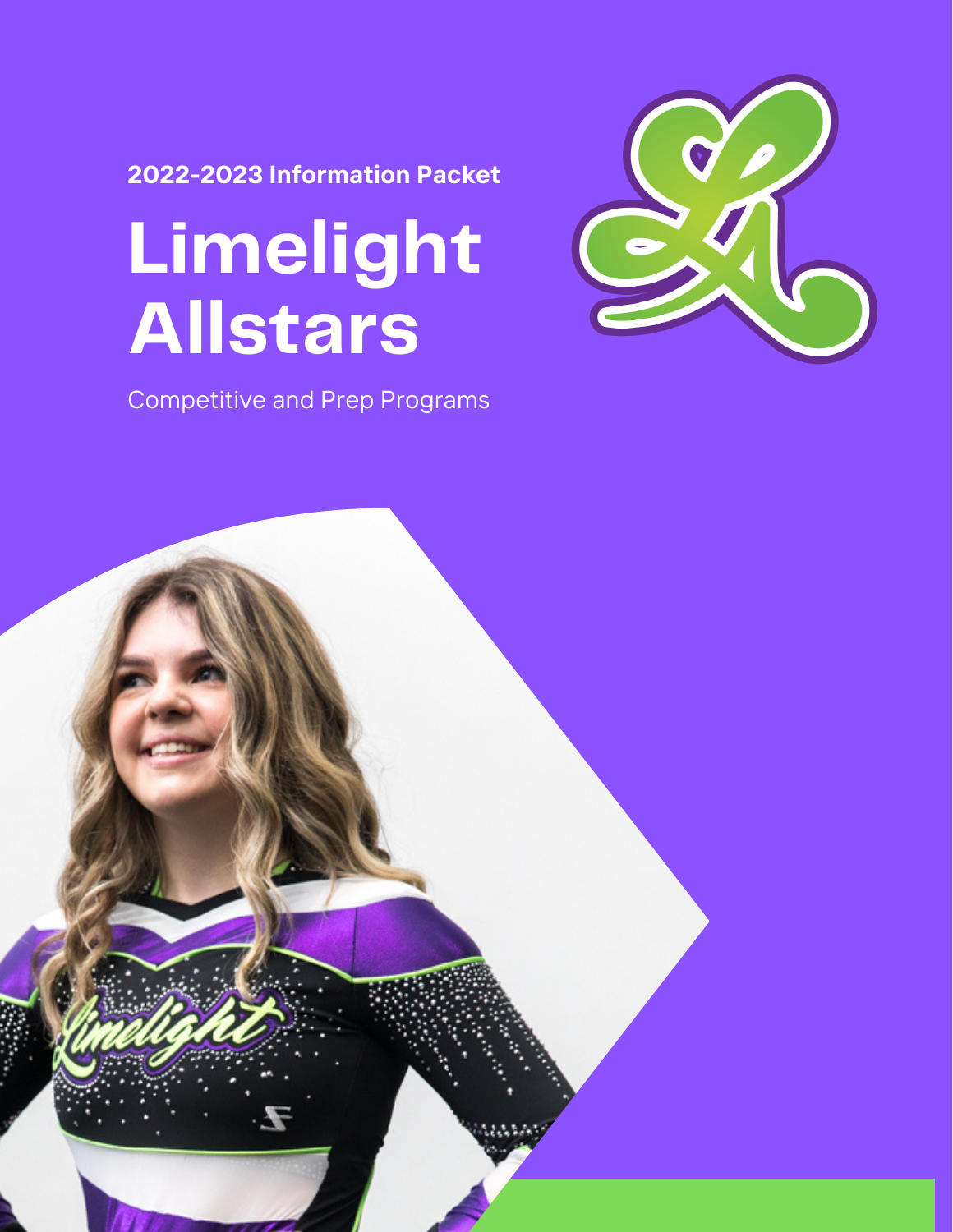**2022-2023 Information Packet**

# Limelight Allstars

Competitive and Prep Programs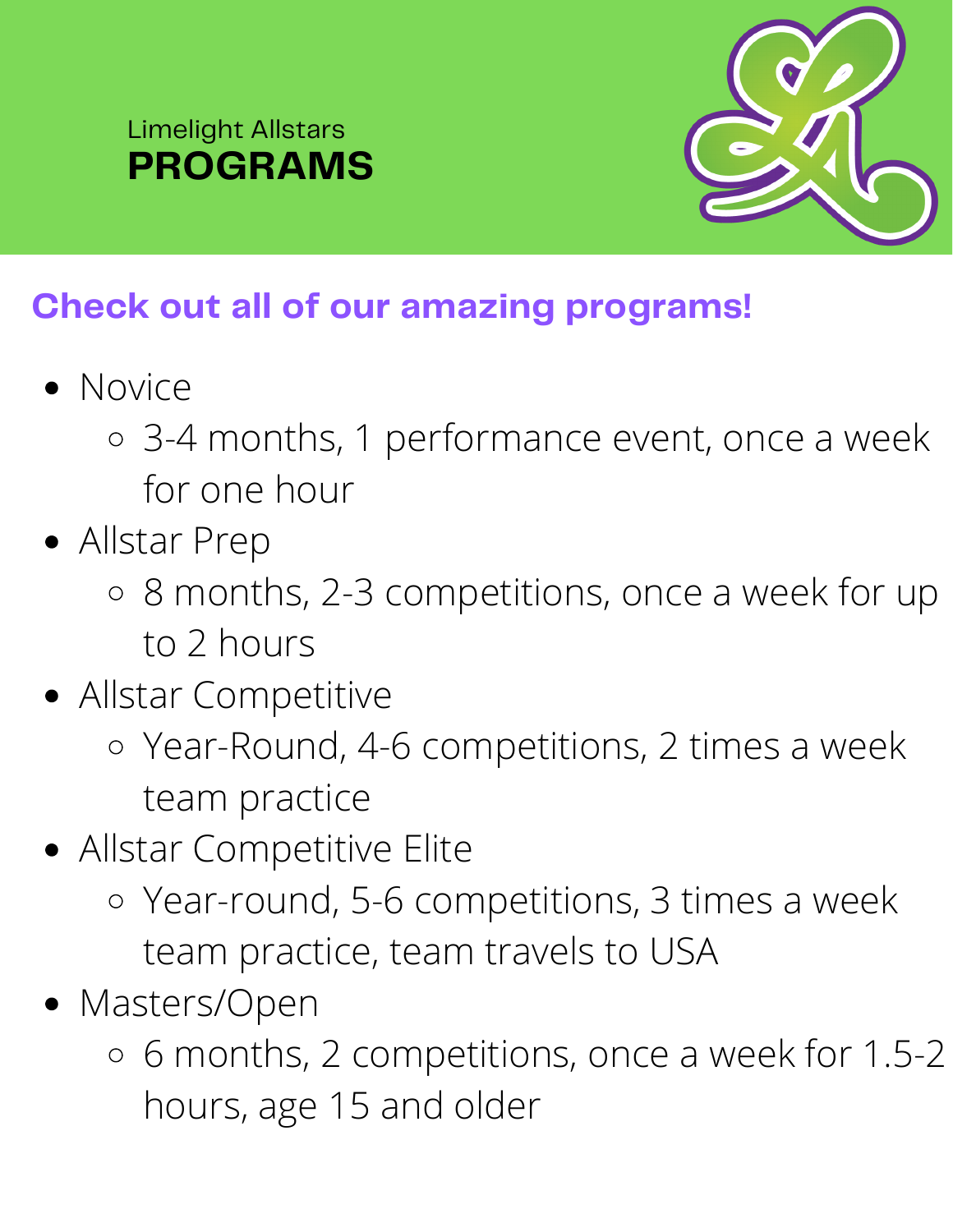Limelight Allstars

# PROGRAMS

## Check out all of our amazing programs!

- Novice
  - 3-4 months, 1 performance event, once a week for one hour
- Allstar Prep
  - 8 months, 2-3 competitions, once a week for up to 2 hours
- Allstar Competitive
  - Year-Round, 4-6 competitions, 2 times a week team practice
- Allstar Competitive Elite
  - Year-round, 5-6 competitions, 3 times a week team practice, team travels to USA
- Masters/Open
  - 6 months, 2 competitions, once a week for 1.5-2 hours, age 15 and older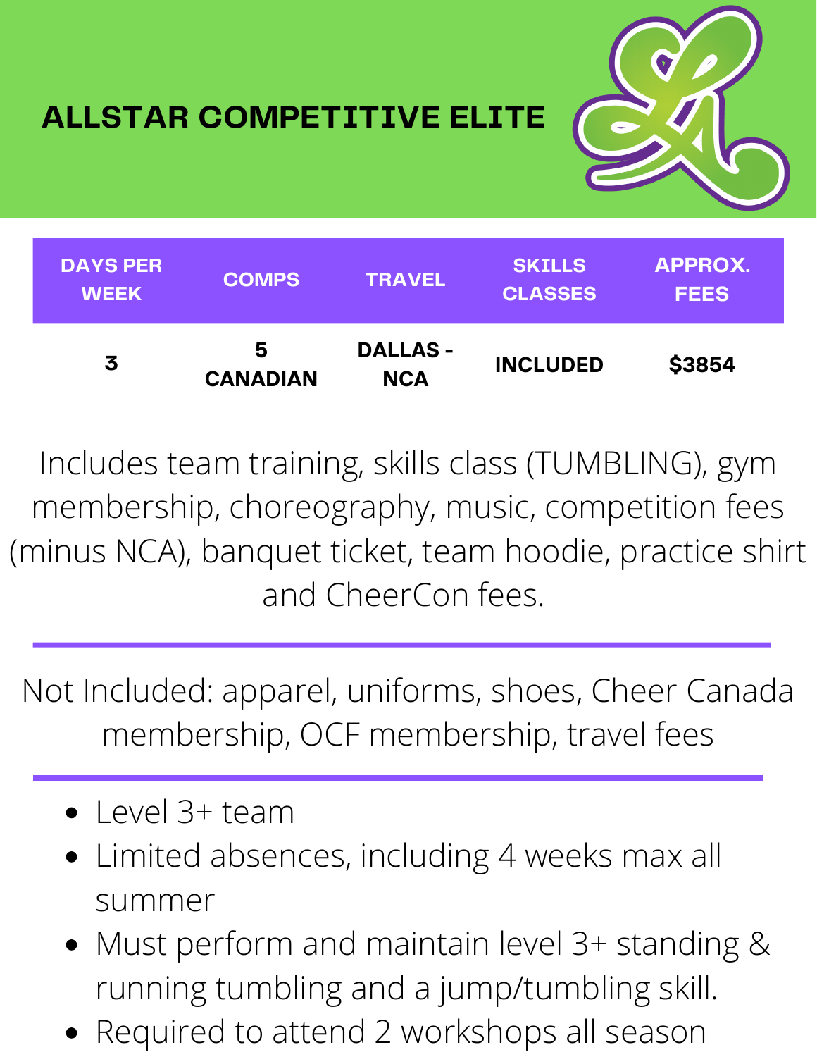# ALLSTAR COMPETITIVE ELITE

| DAYS PER WEEK | COMPS | TRAVEL | SKILLS CLASSES | APPROX. FEES |
|---|---|---|---|---|
| 3 | 5 CANADIAN | DALLAS - NCA | INCLUDED | $3854 |

Includes team training, skills class (TUMBLING), gym membership, choreography, music, competition fees (minus NCA), banquet ticket, team hoodie, practice shirt and CheerCon fees.

---

Not Included: apparel, uniforms, shoes, Cheer Canada membership, OCF membership, travel fees

---

- Level 3+ team
- Limited absences, including 4 weeks max all summer
- Must perform and maintain level 3+ standing & running tumbling and a jump/tumbling skill.
- Required to attend 2 workshops all season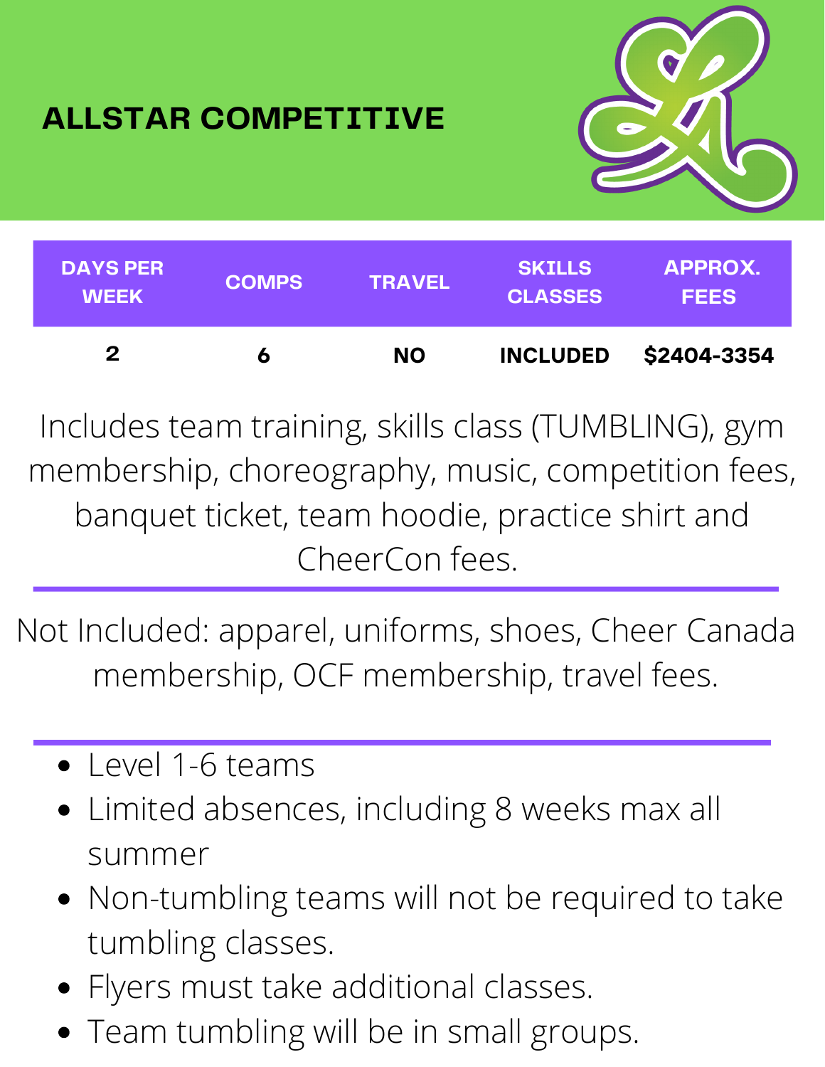## ALLSTAR COMPETITIVE

| DAYS PER WEEK | COMPS | TRAVEL | SKILLS CLASSES | APPROX. FEES |
| --- | --- | --- | --- | --- |
| 2 | 6 | NO | INCLUDED | $2404-3354 |

Includes team training, skills class (TUMBLING), gym membership, choreography, music, competition fees, banquet ticket, team hoodie, practice shirt and CheerCon fees.

---

Not Included: apparel, uniforms, shoes, Cheer Canada membership, OCF membership, travel fees.

---

- Level 1-6 teams
- Limited absences, including 8 weeks max all summer
- Non-tumbling teams will not be required to take tumbling classes.
- Flyers must take additional classes.
- Team tumbling will be in small groups.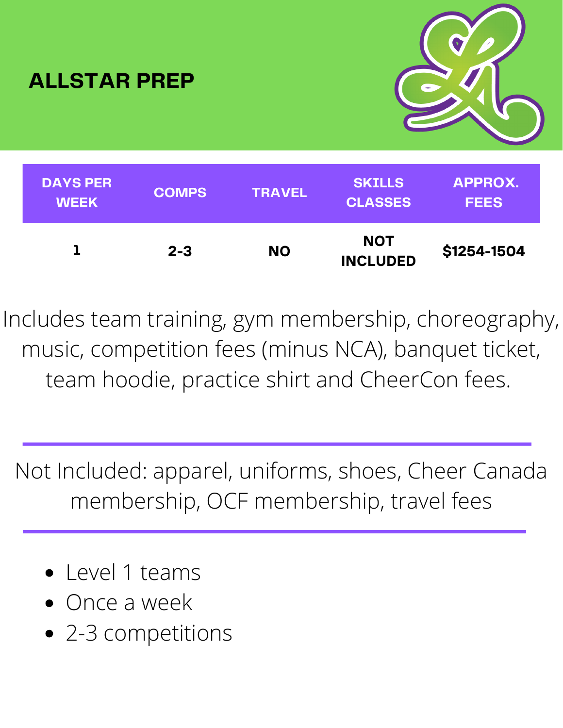# ALLSTAR PREP

| DAYS PER WEEK | COMPS | TRAVEL | SKILLS CLASSES | APPROX. FEES |
|---|---|---|---|---|
| 1 | 2-3 | NO | NOT INCLUDED | $1254-1504 |

Includes team training, gym membership, choreography, music, competition fees (minus NCA), banquet ticket, team hoodie, practice shirt and CheerCon fees.

---

Not Included: apparel, uniforms, shoes, Cheer Canada membership, OCF membership, travel fees

---

- Level 1 teams
- Once a week
- 2-3 competitions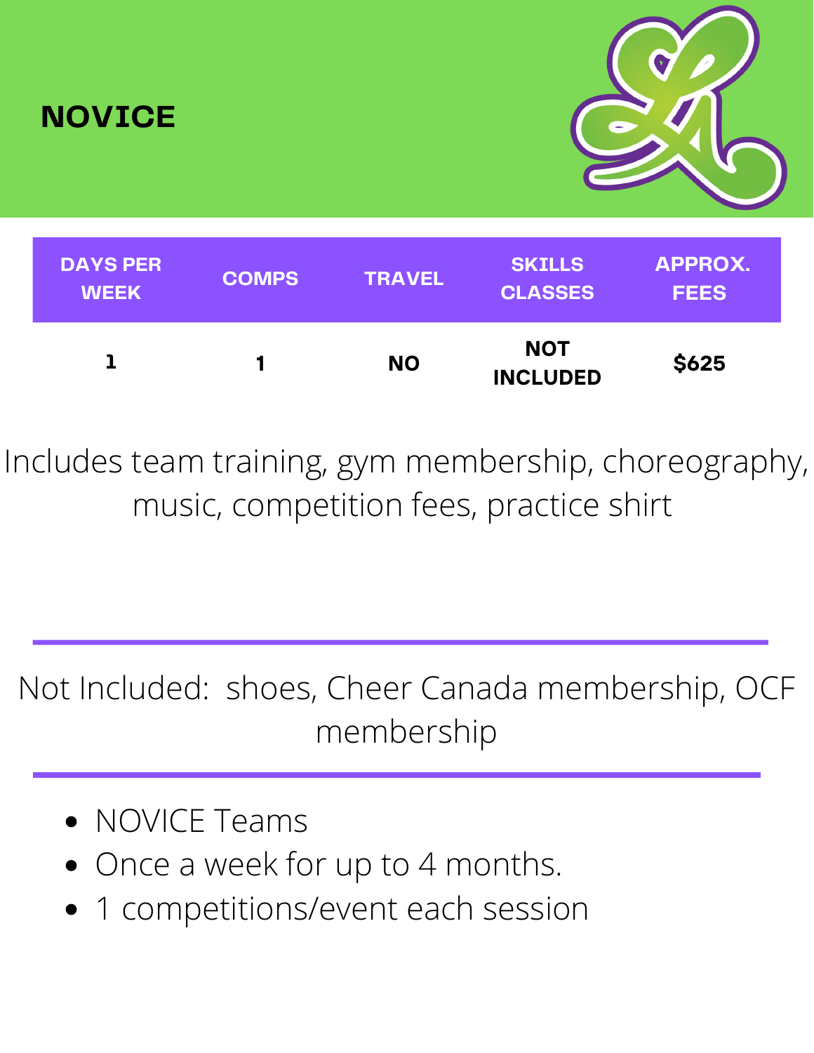# NOVICE

| DAYS PER WEEK | COMPS | TRAVEL | SKILLS CLASSES | APPROX. FEES |
|---|---|---|---|---|
| 1 | 1 | NO | NOT INCLUDED | $625 |

Includes team training, gym membership, choreography, music, competition fees, practice shirt

---

Not Included: shoes, Cheer Canada membership, OCF membership

---

- NOVICE Teams
- Once a week for up to 4 months.
- 1 competitions/event each session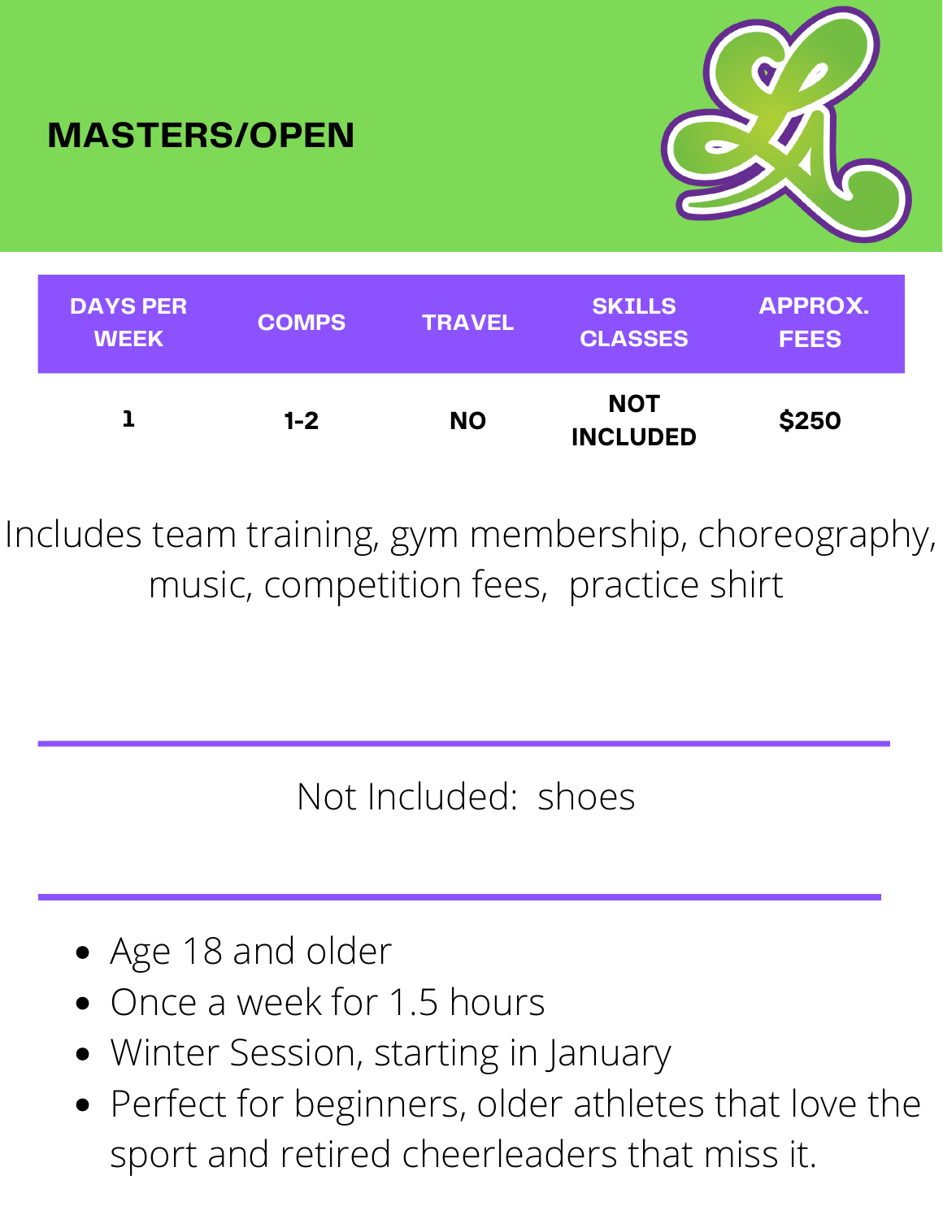# MASTERS/OPEN

| DAYS PER WEEK | COMPS | TRAVEL | SKILLS CLASSES | APPROX. FEES |
|---|---|---|---|---|
| 1 | 1-2 | NO | NOT INCLUDED | $250 |

Includes team training, gym membership, choreography, music, competition fees, practice shirt

---

Not Included: shoes

---

- Age 18 and older
- Once a week for 1.5 hours
- Winter Session, starting in January
- Perfect for beginners, older athletes that love the sport and retired cheerleaders that miss it.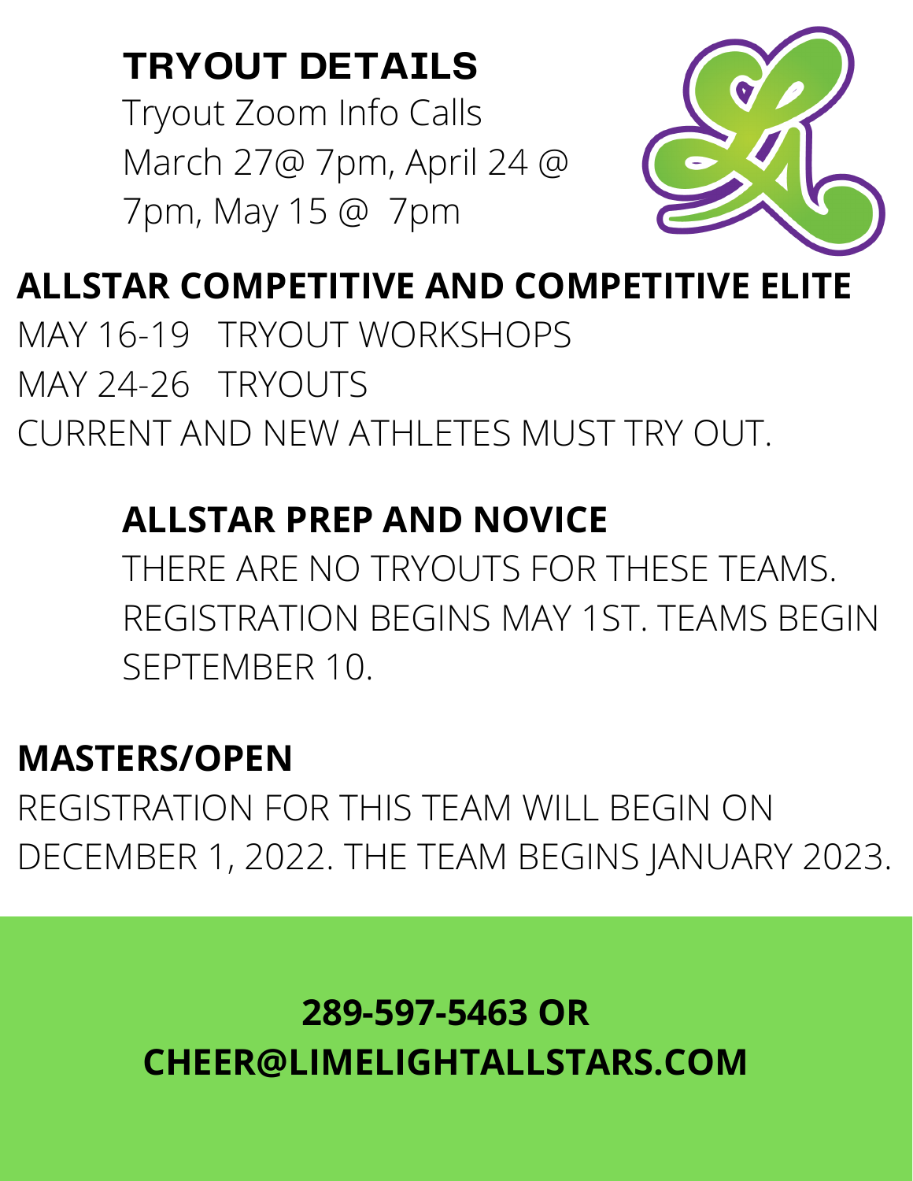## TRYOUT DETAILS

Tryout Zoom Info Calls
March 27@ 7pm, April 24 @ 7pm, May 15 @ 7pm

## ALLSTAR COMPETITIVE AND COMPETITIVE ELITE

MAY 16-19 TRYOUT WORKSHOPS
MAY 24-26 TRYOUTS
CURRENT AND NEW ATHLETES MUST TRY OUT.

## ALLSTAR PREP AND NOVICE

THERE ARE NO TRYOUTS FOR THESE TEAMS. REGISTRATION BEGINS MAY 1ST. TEAMS BEGIN SEPTEMBER 10.

## MASTERS/OPEN

REGISTRATION FOR THIS TEAM WILL BEGIN ON DECEMBER 1, 2022. THE TEAM BEGINS JANUARY 2023.

**289-597-5463 OR CHEER@LIMELIGHTALLSTARS.COM**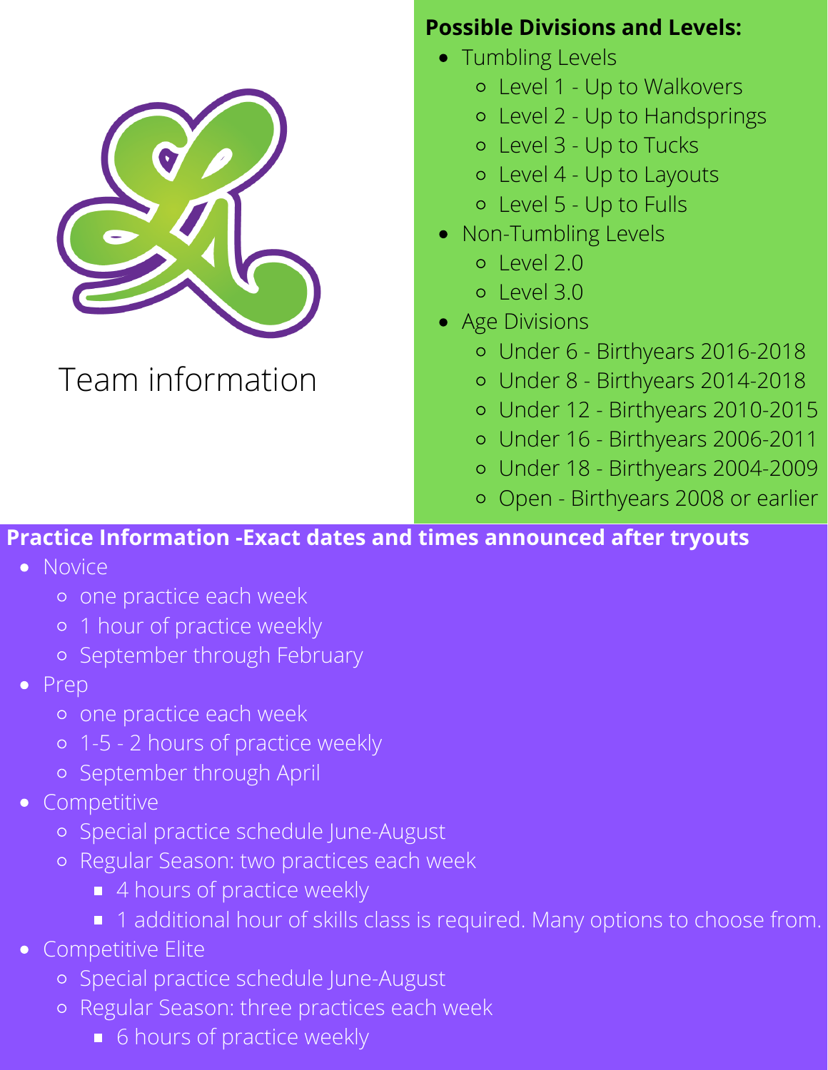# Team information

**Possible Divisions and Levels:**

- Tumbling Levels
  - Level 1 - Up to Walkovers
  - Level 2 - Up to Handsprings
  - Level 3 - Up to Tucks
  - Level 4 - Up to Layouts
  - Level 5 - Up to Fulls
- Non-Tumbling Levels
  - Level 2.0
  - Level 3.0
- Age Divisions
  - Under 6 - Birthyears 2016-2018
  - Under 8 - Birthyears 2014-2018
  - Under 12 - Birthyears 2010-2015
  - Under 16 - Birthyears 2006-2011
  - Under 18 - Birthyears 2004-2009
  - Open - Birthyears 2008 or earlier

**Practice Information -Exact dates and times announced after tryouts**

- Novice
  - one practice each week
  - 1 hour of practice weekly
  - September through February
- Prep
  - one practice each week
  - 1-5 - 2 hours of practice weekly
  - September through April
- Competitive
  - Special practice schedule June-August
  - Regular Season: two practices each week
    - 4 hours of practice weekly
    - 1 additional hour of skills class is required. Many options to choose from.
- Competitive Elite
  - Special practice schedule June-August
  - Regular Season: three practices each week
    - 6 hours of practice weekly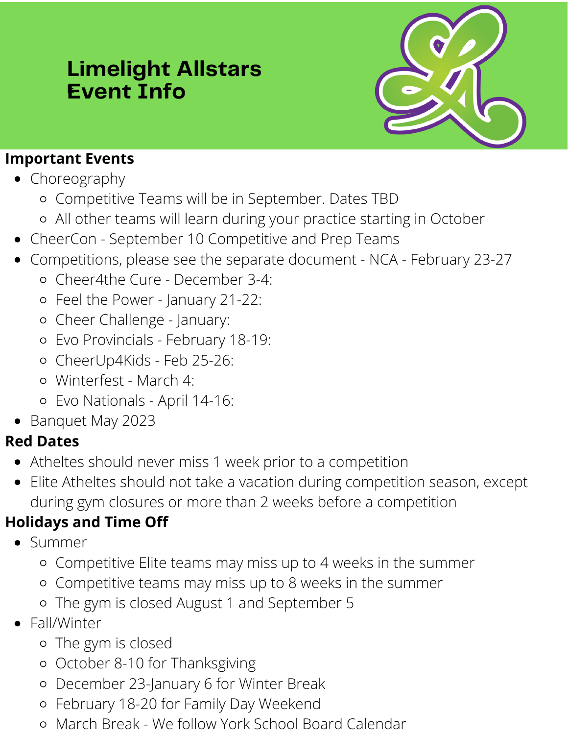# Limelight Allstars Event Info

## Important Events

- Choreography
  - Competitive Teams will be in September. Dates TBD
  - All other teams will learn during your practice starting in October
- CheerCon - September 10 Competitive and Prep Teams
- Competitions, please see the separate document - NCA - February 23-27
  - Cheer4the Cure - December 3-4:
  - Feel the Power - January 21-22:
  - Cheer Challenge - January:
  - Evo Provincials - February 18-19:
  - CheerUp4Kids - Feb 25-26:
  - Winterfest - March 4:
  - Evo Nationals - April 14-16:
- Banquet May 2023

## Red Dates

- Atheltes should never miss 1 week prior to a competition
- Elite Atheltes should not take a vacation during competition season, except during gym closures or more than 2 weeks before a competition

## Holidays and Time Off

- Summer
  - Competitive Elite teams may miss up to 4 weeks in the summer
  - Competitive teams may miss up to 8 weeks in the summer
  - The gym is closed August 1 and September 5
- Fall/Winter
  - The gym is closed
  - October 8-10 for Thanksgiving
  - December 23-January 6 for Winter Break
  - February 18-20 for Family Day Weekend
  - March Break - We follow York School Board Calendar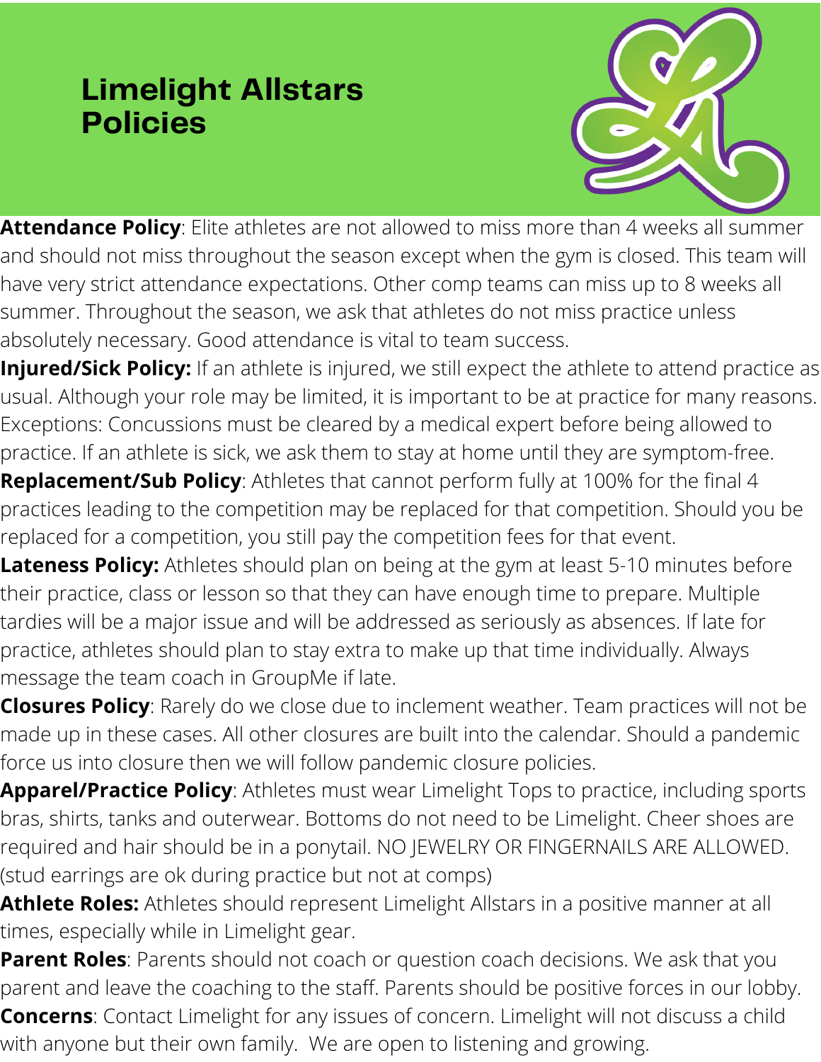# Limelight Allstars Policies

**Attendance Policy**: Elite athletes are not allowed to miss more than 4 weeks all summer and should not miss throughout the season except when the gym is closed. This team will have very strict attendance expectations. Other comp teams can miss up to 8 weeks all summer. Throughout the season, we ask that athletes do not miss practice unless absolutely necessary. Good attendance is vital to team success.

**Injured/Sick Policy:** If an athlete is injured, we still expect the athlete to attend practice as usual. Although your role may be limited, it is important to be at practice for many reasons. Exceptions: Concussions must be cleared by a medical expert before being allowed to practice. If an athlete is sick, we ask them to stay at home until they are symptom-free.

**Replacement/Sub Policy**: Athletes that cannot perform fully at 100% for the final 4 practices leading to the competition may be replaced for that competition. Should you be replaced for a competition, you still pay the competition fees for that event.

**Lateness Policy:** Athletes should plan on being at the gym at least 5-10 minutes before their practice, class or lesson so that they can have enough time to prepare. Multiple tardies will be a major issue and will be addressed as seriously as absences. If late for practice, athletes should plan to stay extra to make up that time individually. Always message the team coach in GroupMe if late.

**Closures Policy**: Rarely do we close due to inclement weather. Team practices will not be made up in these cases. All other closures are built into the calendar. Should a pandemic force us into closure then we will follow pandemic closure policies.

**Apparel/Practice Policy**: Athletes must wear Limelight Tops to practice, including sports bras, shirts, tanks and outerwear. Bottoms do not need to be Limelight. Cheer shoes are required and hair should be in a ponytail. NO JEWELRY OR FINGERNAILS ARE ALLOWED. (stud earrings are ok during practice but not at comps)

**Athlete Roles:** Athletes should represent Limelight Allstars in a positive manner at all times, especially while in Limelight gear.

**Parent Roles**: Parents should not coach or question coach decisions. We ask that you parent and leave the coaching to the staff. Parents should be positive forces in our lobby.

**Concerns**: Contact Limelight for any issues of concern. Limelight will not discuss a child with anyone but their own family. We are open to listening and growing.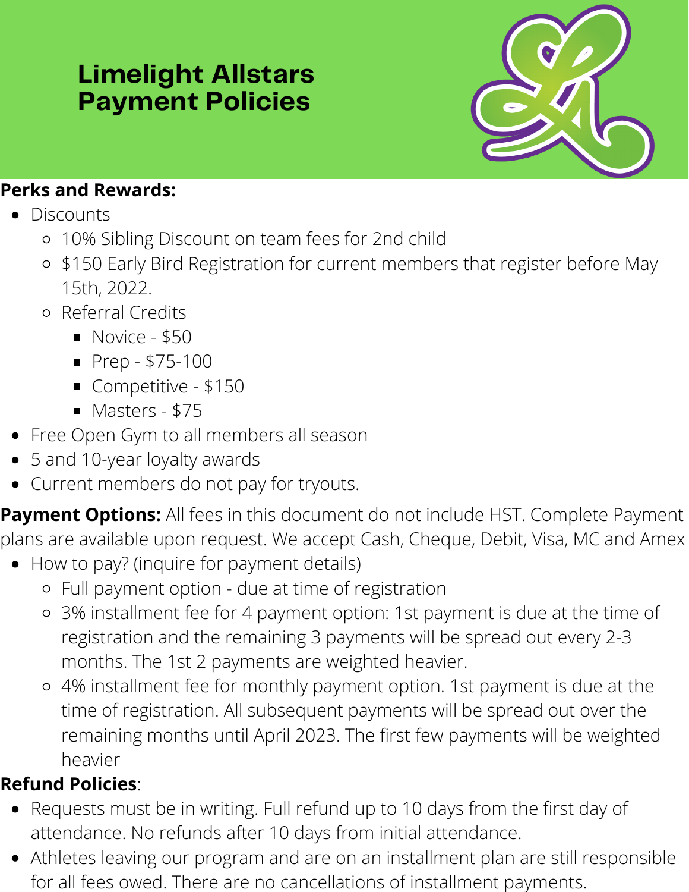# Limelight Allstars Payment Policies

**Perks and Rewards:**

- Discounts
  - 10% Sibling Discount on team fees for 2nd child
  - $150 Early Bird Registration for current members that register before May 15th, 2022.
  - Referral Credits
    - Novice - $50
    - Prep - $75-100
    - Competitive - $150
    - Masters - $75
- Free Open Gym to all members all season
- 5 and 10-year loyalty awards
- Current members do not pay for tryouts.

**Payment Options:** All fees in this document do not include HST. Complete Payment plans are available upon request. We accept Cash, Cheque, Debit, Visa, MC and Amex

- How to pay? (inquire for payment details)
  - Full payment option - due at time of registration
  - 3% installment fee for 4 payment option: 1st payment is due at the time of registration and the remaining 3 payments will be spread out every 2-3 months. The 1st 2 payments are weighted heavier.
  - 4% installment fee for monthly payment option. 1st payment is due at the time of registration. All subsequent payments will be spread out over the remaining months until April 2023. The first few payments will be weighted heavier

**Refund Policies**:

- Requests must be in writing. Full refund up to 10 days from the first day of attendance. No refunds after 10 days from initial attendance.
- Athletes leaving our program and are on an installment plan are still responsible for all fees owed. There are no cancellations of installment payments.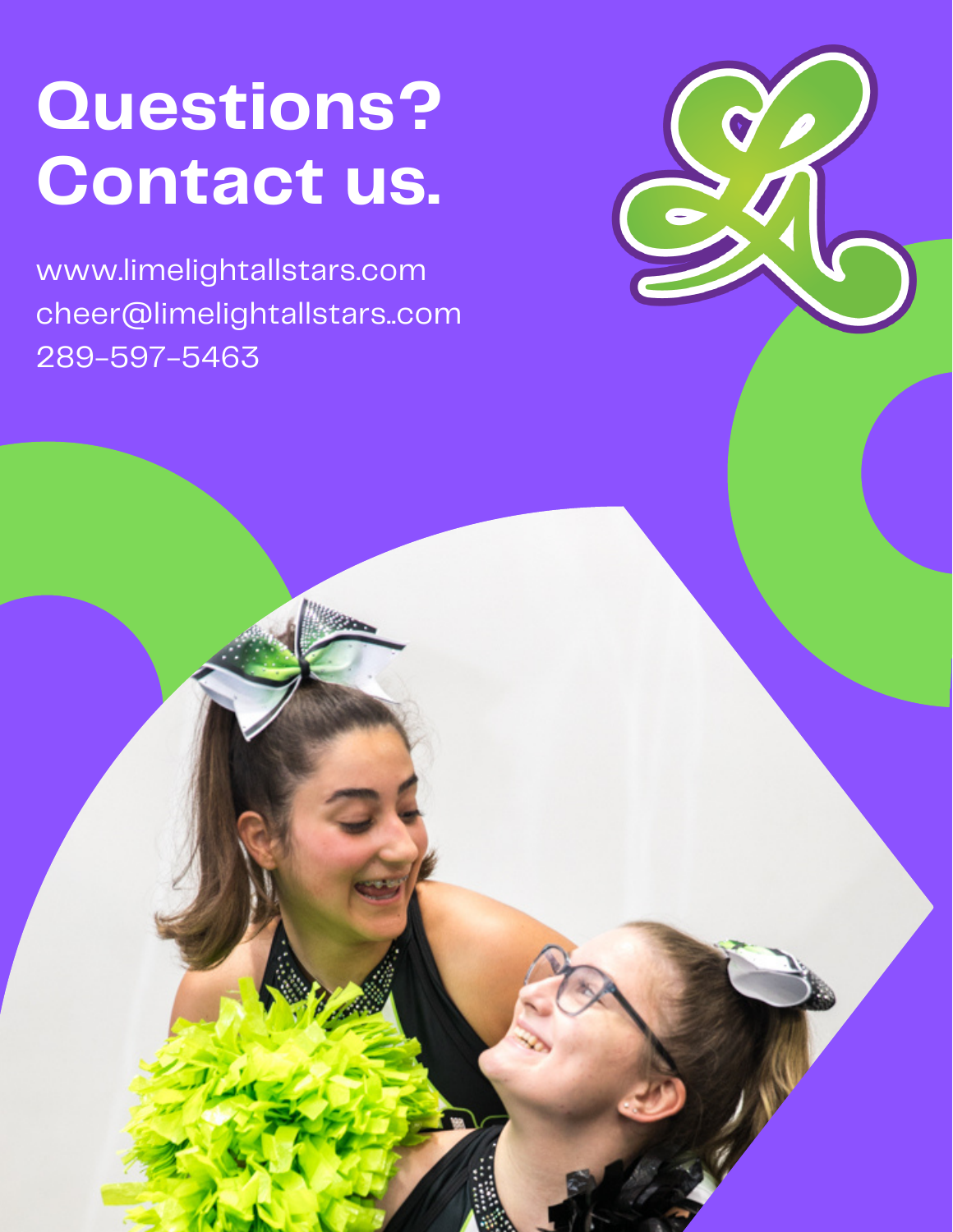# Questions? Contact us.

www.limelightallstars.com
cheer@limelightallstars..com
289-597-5463